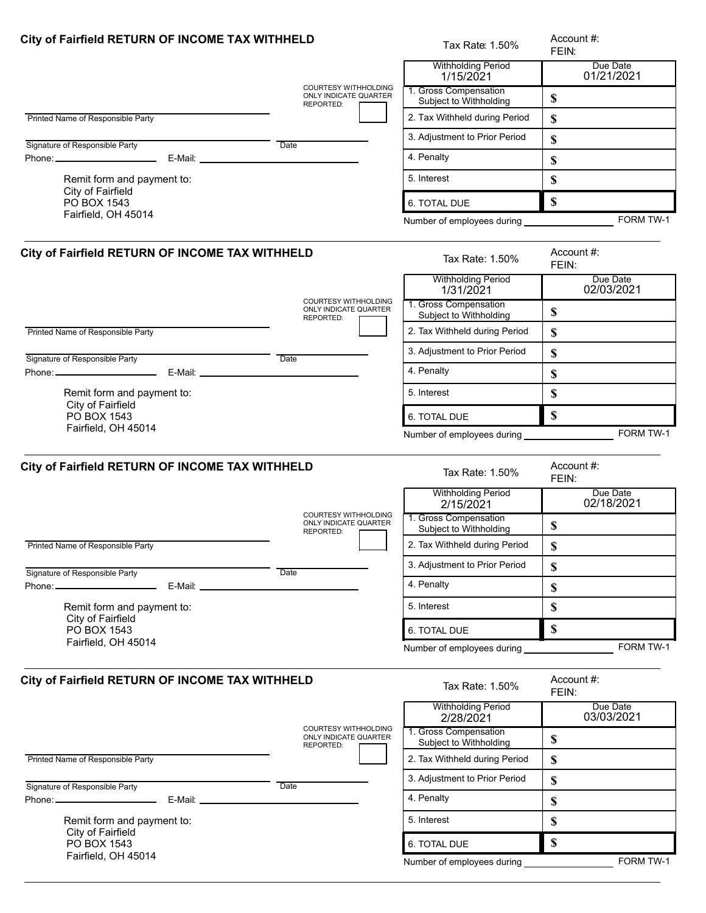## City of Fairfield RETURN OF INCOME TAX WITHHELD

Tax Rate: 1.50%

Account #:
FEIN:

COURTESY WITHHOLDING ONLY INDICATE QUARTER REPORTED:

Printed Name of Responsible Party

Signature of Responsible Party    Date

Phone:    E-Mail:

Remit form and payment to:
City of Fairfield
PO BOX 1543
Fairfield, OH 45014

| Withholding Period 1/15/2021 | Due Date 01/21/2021 |
|---|---|
| 1. Gross Compensation Subject to Withholding | $ |
| 2. Tax Withheld during Period | $ |
| 3. Adjustment to Prior Period | $ |
| 4. Penalty | $ |
| 5. Interest | $ |
| 6. TOTAL DUE | $ |

Number of employees during ______    FORM TW-1

---

## City of Fairfield RETURN OF INCOME TAX WITHHELD

Tax Rate: 1.50%

Account #:
FEIN:

COURTESY WITHHOLDING ONLY INDICATE QUARTER REPORTED:

Printed Name of Responsible Party

Signature of Responsible Party    Date

Phone:    E-Mail:

Remit form and payment to:
City of Fairfield
PO BOX 1543
Fairfield, OH 45014

| Withholding Period 1/31/2021 | Due Date 02/03/2021 |
|---|---|
| 1. Gross Compensation Subject to Withholding | $ |
| 2. Tax Withheld during Period | $ |
| 3. Adjustment to Prior Period | $ |
| 4. Penalty | $ |
| 5. Interest | $ |
| 6. TOTAL DUE | $ |

Number of employees during ______    FORM TW-1

---

## City of Fairfield RETURN OF INCOME TAX WITHHELD

Tax Rate: 1.50%

Account #:
FEIN:

COURTESY WITHHOLDING ONLY INDICATE QUARTER REPORTED:

Printed Name of Responsible Party

Signature of Responsible Party    Date

Phone:    E-Mail:

Remit form and payment to:
City of Fairfield
PO BOX 1543
Fairfield, OH 45014

| Withholding Period 2/15/2021 | Due Date 02/18/2021 |
|---|---|
| 1. Gross Compensation Subject to Withholding | $ |
| 2. Tax Withheld during Period | $ |
| 3. Adjustment to Prior Period | $ |
| 4. Penalty | $ |
| 5. Interest | $ |
| 6. TOTAL DUE | $ |

Number of employees during ______    FORM TW-1

---

## City of Fairfield RETURN OF INCOME TAX WITHHELD

Tax Rate: 1.50%

Account #:
FEIN:

COURTESY WITHHOLDING ONLY INDICATE QUARTER REPORTED:

Printed Name of Responsible Party

Signature of Responsible Party    Date

Phone:    E-Mail:

Remit form and payment to:
City of Fairfield
PO BOX 1543
Fairfield, OH 45014

| Withholding Period 2/28/2021 | Due Date 03/03/2021 |
|---|---|
| 1. Gross Compensation Subject to Withholding | $ |
| 2. Tax Withheld during Period | $ |
| 3. Adjustment to Prior Period | $ |
| 4. Penalty | $ |
| 5. Interest | $ |
| 6. TOTAL DUE | $ |

Number of employees during ______    FORM TW-1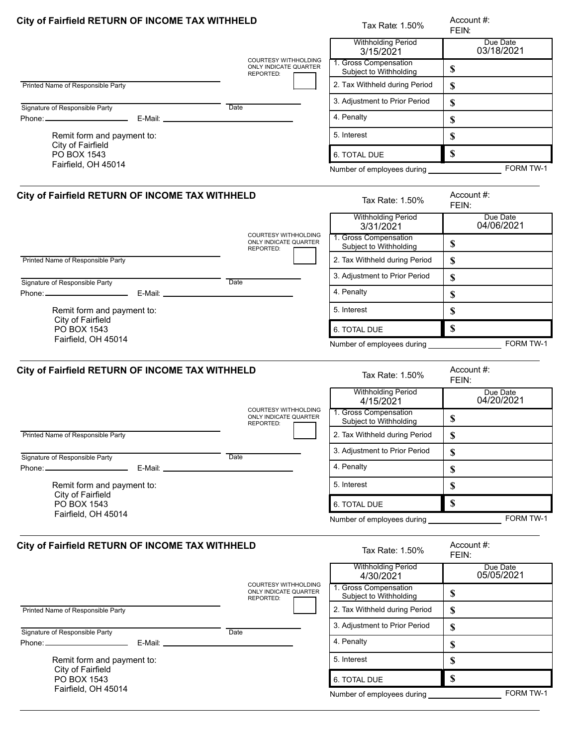## City of Fairfield RETURN OF INCOME TAX WITHHELD

Tax Rate: 1.50%

Account #:
FEIN:

COURTESY WITHHOLDING ONLY INDICATE QUARTER REPORTED:

Printed Name of Responsible Party

Signature of Responsible Party　　Date

Phone:　　E-Mail:

Remit form and payment to:
City of Fairfield
PO BOX 1543
Fairfield, OH 45014

| Withholding Period 3/15/2021 | Due Date 03/18/2021 |
|---|---|
| 1. Gross Compensation Subject to Withholding | $ |
| 2. Tax Withheld during Period | $ |
| 3. Adjustment to Prior Period | $ |
| 4. Penalty | $ |
| 5. Interest | $ |
| 6. TOTAL DUE | $ |

Number of employees during　　FORM TW-1

---

## City of Fairfield RETURN OF INCOME TAX WITHHELD

Tax Rate: 1.50%

Account #:
FEIN:

COURTESY WITHHOLDING ONLY INDICATE QUARTER REPORTED:

Printed Name of Responsible Party

Signature of Responsible Party　　Date

Phone:　　E-Mail:

Remit form and payment to:
City of Fairfield
PO BOX 1543
Fairfield, OH 45014

| Withholding Period 3/31/2021 | Due Date 04/06/2021 |
|---|---|
| 1. Gross Compensation Subject to Withholding | $ |
| 2. Tax Withheld during Period | $ |
| 3. Adjustment to Prior Period | $ |
| 4. Penalty | $ |
| 5. Interest | $ |
| 6. TOTAL DUE | $ |

Number of employees during　　FORM TW-1

---

## City of Fairfield RETURN OF INCOME TAX WITHHELD

Tax Rate: 1.50%

Account #:
FEIN:

COURTESY WITHHOLDING ONLY INDICATE QUARTER REPORTED:

Printed Name of Responsible Party

Signature of Responsible Party　　Date

Phone:　　E-Mail:

Remit form and payment to:
City of Fairfield
PO BOX 1543
Fairfield, OH 45014

| Withholding Period 4/15/2021 | Due Date 04/20/2021 |
|---|---|
| 1. Gross Compensation Subject to Withholding | $ |
| 2. Tax Withheld during Period | $ |
| 3. Adjustment to Prior Period | $ |
| 4. Penalty | $ |
| 5. Interest | $ |
| 6. TOTAL DUE | $ |

Number of employees during　　FORM TW-1

---

## City of Fairfield RETURN OF INCOME TAX WITHHELD

Tax Rate: 1.50%

Account #:
FEIN:

COURTESY WITHHOLDING ONLY INDICATE QUARTER REPORTED:

Printed Name of Responsible Party

Signature of Responsible Party　　Date

Phone:　　E-Mail:

Remit form and payment to:
City of Fairfield
PO BOX 1543
Fairfield, OH 45014

| Withholding Period 4/30/2021 | Due Date 05/05/2021 |
|---|---|
| 1. Gross Compensation Subject to Withholding | $ |
| 2. Tax Withheld during Period | $ |
| 3. Adjustment to Prior Period | $ |
| 4. Penalty | $ |
| 5. Interest | $ |
| 6. TOTAL DUE | $ |

Number of employees during　　FORM TW-1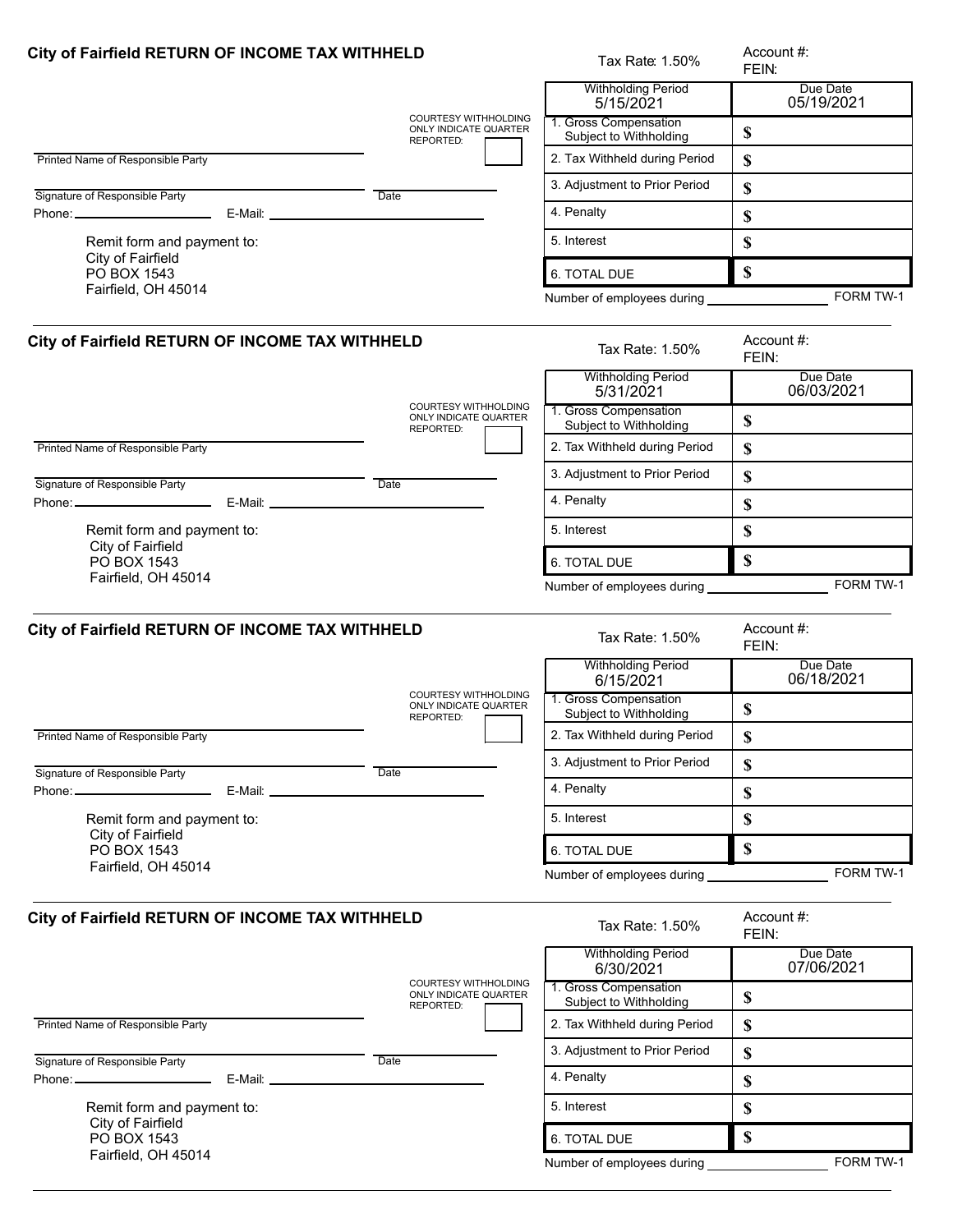## City of Fairfield RETURN OF INCOME TAX WITHHELD

Tax Rate: 1.50%

Account #:
FEIN:

| Withholding Period 5/15/2021 | Due Date 05/19/2021 |
|---|---|
| 1. Gross Compensation Subject to Withholding | $ |
| 2. Tax Withheld during Period | $ |
| 3. Adjustment to Prior Period | $ |
| 4. Penalty | $ |
| 5. Interest | $ |
| 6. TOTAL DUE | $ |

COURTESY WITHHOLDING ONLY INDICATE QUARTER REPORTED:

Printed Name of Responsible Party

Signature of Responsible Party    Date

Phone:    E-Mail:

Remit form and payment to:
City of Fairfield
PO BOX 1543
Fairfield, OH 45014

Number of employees during ____________ FORM TW-1

---

## City of Fairfield RETURN OF INCOME TAX WITHHELD

Tax Rate: 1.50%

Account #:
FEIN:

| Withholding Period 5/31/2021 | Due Date 06/03/2021 |
|---|---|
| 1. Gross Compensation Subject to Withholding | $ |
| 2. Tax Withheld during Period | $ |
| 3. Adjustment to Prior Period | $ |
| 4. Penalty | $ |
| 5. Interest | $ |
| 6. TOTAL DUE | $ |

COURTESY WITHHOLDING ONLY INDICATE QUARTER REPORTED:

Printed Name of Responsible Party

Signature of Responsible Party    Date

Phone:    E-Mail:

Remit form and payment to:
City of Fairfield
PO BOX 1543
Fairfield, OH 45014

Number of employees during ____________ FORM TW-1

---

## City of Fairfield RETURN OF INCOME TAX WITHHELD

Tax Rate: 1.50%

Account #:
FEIN:

| Withholding Period 6/15/2021 | Due Date 06/18/2021 |
|---|---|
| 1. Gross Compensation Subject to Withholding | $ |
| 2. Tax Withheld during Period | $ |
| 3. Adjustment to Prior Period | $ |
| 4. Penalty | $ |
| 5. Interest | $ |
| 6. TOTAL DUE | $ |

COURTESY WITHHOLDING ONLY INDICATE QUARTER REPORTED:

Printed Name of Responsible Party

Signature of Responsible Party    Date

Phone:    E-Mail:

Remit form and payment to:
City of Fairfield
PO BOX 1543
Fairfield, OH 45014

Number of employees during ____________ FORM TW-1

---

## City of Fairfield RETURN OF INCOME TAX WITHHELD

Tax Rate: 1.50%

Account #:
FEIN:

| Withholding Period 6/30/2021 | Due Date 07/06/2021 |
|---|---|
| 1. Gross Compensation Subject to Withholding | $ |
| 2. Tax Withheld during Period | $ |
| 3. Adjustment to Prior Period | $ |
| 4. Penalty | $ |
| 5. Interest | $ |
| 6. TOTAL DUE | $ |

COURTESY WITHHOLDING ONLY INDICATE QUARTER REPORTED:

Printed Name of Responsible Party

Signature of Responsible Party    Date

Phone:    E-Mail:

Remit form and payment to:
City of Fairfield
PO BOX 1543
Fairfield, OH 45014

Number of employees during ____________ FORM TW-1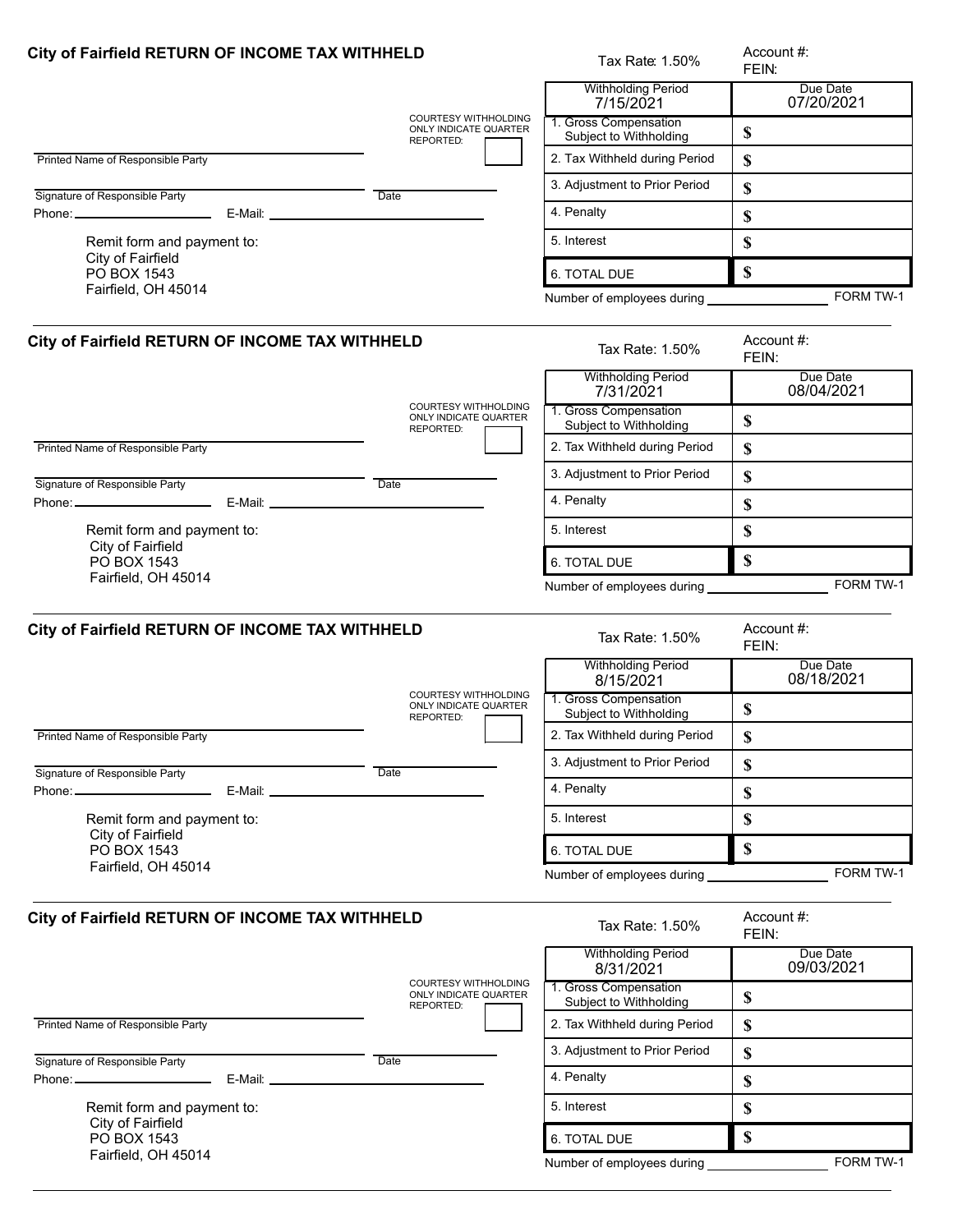## City of Fairfield RETURN OF INCOME TAX WITHHELD

Tax Rate: 1.50%

Account #:
FEIN:

COURTESY WITHHOLDING ONLY INDICATE QUARTER REPORTED:

Printed Name of Responsible Party

Signature of Responsible Party　　　　Date

Phone: ____________ E-Mail: ____________

Remit form and payment to:
City of Fairfield
PO BOX 1543
Fairfield, OH 45014

| Withholding Period 7/15/2021 | Due Date 07/20/2021 |
|---|---|
| 1. Gross Compensation Subject to Withholding | $ |
| 2. Tax Withheld during Period | $ |
| 3. Adjustment to Prior Period | $ |
| 4. Penalty | $ |
| 5. Interest | $ |
| 6. TOTAL DUE | $ |

Number of employees during ____________　　FORM TW-1

---

## City of Fairfield RETURN OF INCOME TAX WITHHELD

Tax Rate: 1.50%

Account #:
FEIN:

COURTESY WITHHOLDING ONLY INDICATE QUARTER REPORTED:

Printed Name of Responsible Party

Signature of Responsible Party　　　　Date

Phone: ____________ E-Mail: ____________

Remit form and payment to:
City of Fairfield
PO BOX 1543
Fairfield, OH 45014

| Withholding Period 7/31/2021 | Due Date 08/04/2021 |
|---|---|
| 1. Gross Compensation Subject to Withholding | $ |
| 2. Tax Withheld during Period | $ |
| 3. Adjustment to Prior Period | $ |
| 4. Penalty | $ |
| 5. Interest | $ |
| 6. TOTAL DUE | $ |

Number of employees during ____________　　FORM TW-1

---

## City of Fairfield RETURN OF INCOME TAX WITHHELD

Tax Rate: 1.50%

Account #:
FEIN:

COURTESY WITHHOLDING ONLY INDICATE QUARTER REPORTED:

Printed Name of Responsible Party

Signature of Responsible Party　　　　Date

Phone: ____________ E-Mail: ____________

Remit form and payment to:
City of Fairfield
PO BOX 1543
Fairfield, OH 45014

| Withholding Period 8/15/2021 | Due Date 08/18/2021 |
|---|---|
| 1. Gross Compensation Subject to Withholding | $ |
| 2. Tax Withheld during Period | $ |
| 3. Adjustment to Prior Period | $ |
| 4. Penalty | $ |
| 5. Interest | $ |
| 6. TOTAL DUE | $ |

Number of employees during ____________　　FORM TW-1

---

## City of Fairfield RETURN OF INCOME TAX WITHHELD

Tax Rate: 1.50%

Account #:
FEIN:

COURTESY WITHHOLDING ONLY INDICATE QUARTER REPORTED:

Printed Name of Responsible Party

Signature of Responsible Party　　　　Date

Phone: ____________ E-Mail: ____________

Remit form and payment to:
City of Fairfield
PO BOX 1543
Fairfield, OH 45014

| Withholding Period 8/31/2021 | Due Date 09/03/2021 |
|---|---|
| 1. Gross Compensation Subject to Withholding | $ |
| 2. Tax Withheld during Period | $ |
| 3. Adjustment to Prior Period | $ |
| 4. Penalty | $ |
| 5. Interest | $ |
| 6. TOTAL DUE | $ |

Number of employees during ____________　　FORM TW-1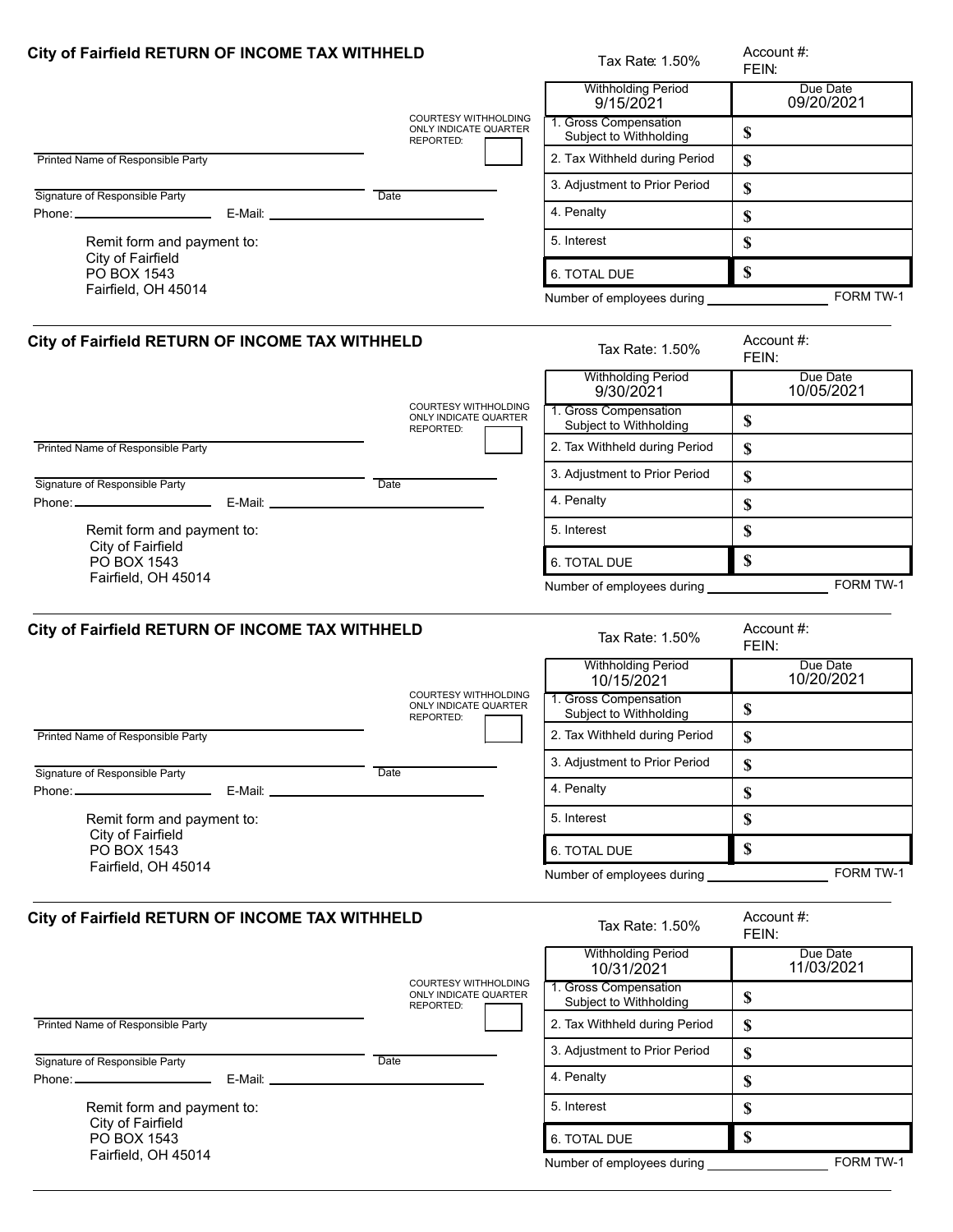## City of Fairfield RETURN OF INCOME TAX WITHHELD

Tax Rate: 1.50%

Account #:
FEIN:

COURTESY WITHHOLDING ONLY INDICATE QUARTER REPORTED:

Printed Name of Responsible Party

Signature of Responsible Party | Date

Phone: | E-Mail:

Remit form and payment to:
City of Fairfield
PO BOX 1543
Fairfield, OH 45014

| Withholding Period 9/15/2021 | Due Date 09/20/2021 |
|---|---|
| 1. Gross Compensation Subject to Withholding | $ |
| 2. Tax Withheld during Period | $ |
| 3. Adjustment to Prior Period | $ |
| 4. Penalty | $ |
| 5. Interest | $ |
| 6. TOTAL DUE | $ |

Number of employees during

FORM TW-1

---

## City of Fairfield RETURN OF INCOME TAX WITHHELD

Tax Rate: 1.50%

Account #:
FEIN:

COURTESY WITHHOLDING ONLY INDICATE QUARTER REPORTED:

Printed Name of Responsible Party

Signature of Responsible Party | Date

Phone: | E-Mail:

Remit form and payment to:
City of Fairfield
PO BOX 1543
Fairfield, OH 45014

| Withholding Period 9/30/2021 | Due Date 10/05/2021 |
|---|---|
| 1. Gross Compensation Subject to Withholding | $ |
| 2. Tax Withheld during Period | $ |
| 3. Adjustment to Prior Period | $ |
| 4. Penalty | $ |
| 5. Interest | $ |
| 6. TOTAL DUE | $ |

Number of employees during

FORM TW-1

---

## City of Fairfield RETURN OF INCOME TAX WITHHELD

Tax Rate: 1.50%

Account #:
FEIN:

COURTESY WITHHOLDING ONLY INDICATE QUARTER REPORTED:

Printed Name of Responsible Party

Signature of Responsible Party | Date

Phone: | E-Mail:

Remit form and payment to:
City of Fairfield
PO BOX 1543
Fairfield, OH 45014

| Withholding Period 10/15/2021 | Due Date 10/20/2021 |
|---|---|
| 1. Gross Compensation Subject to Withholding | $ |
| 2. Tax Withheld during Period | $ |
| 3. Adjustment to Prior Period | $ |
| 4. Penalty | $ |
| 5. Interest | $ |
| 6. TOTAL DUE | $ |

Number of employees during

FORM TW-1

---

## City of Fairfield RETURN OF INCOME TAX WITHHELD

Tax Rate: 1.50%

Account #:
FEIN:

COURTESY WITHHOLDING ONLY INDICATE QUARTER REPORTED:

Printed Name of Responsible Party

Signature of Responsible Party | Date

Phone: | E-Mail:

Remit form and payment to:
City of Fairfield
PO BOX 1543
Fairfield, OH 45014

| Withholding Period 10/31/2021 | Due Date 11/03/2021 |
|---|---|
| 1. Gross Compensation Subject to Withholding | $ |
| 2. Tax Withheld during Period | $ |
| 3. Adjustment to Prior Period | $ |
| 4. Penalty | $ |
| 5. Interest | $ |
| 6. TOTAL DUE | $ |

Number of employees during

FORM TW-1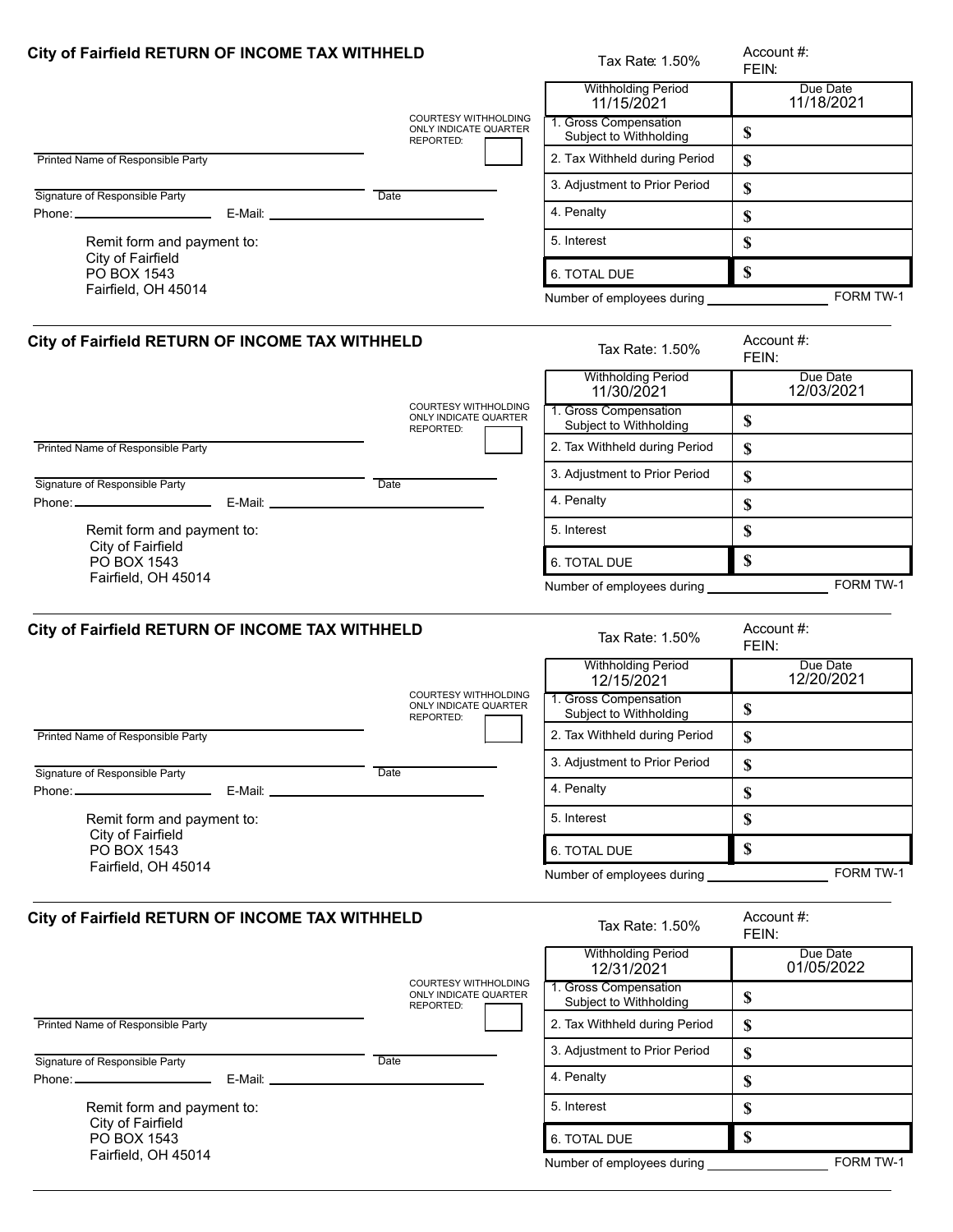## City of Fairfield RETURN OF INCOME TAX WITHHELD

Tax Rate: 1.50%

Account #:
FEIN:

COURTESY WITHHOLDING ONLY INDICATE QUARTER REPORTED:

Printed Name of Responsible Party

Signature of Responsible Party    Date

Phone: ______________ E-Mail: ______________

Remit form and payment to:
City of Fairfield
PO BOX 1543
Fairfield, OH 45014

| Withholding Period 11/15/2021 | Due Date 11/18/2021 |
|---|---|
| 1. Gross Compensation Subject to Withholding | $ |
| 2. Tax Withheld during Period | $ |
| 3. Adjustment to Prior Period | $ |
| 4. Penalty | $ |
| 5. Interest | $ |
| 6. TOTAL DUE | $ |

Number of employees during ______________

FORM TW-1

---

## City of Fairfield RETURN OF INCOME TAX WITHHELD

Tax Rate: 1.50%

Account #:
FEIN:

COURTESY WITHHOLDING ONLY INDICATE QUARTER REPORTED:

Printed Name of Responsible Party

Signature of Responsible Party    Date

Phone: ______________ E-Mail: ______________

Remit form and payment to:
City of Fairfield
PO BOX 1543
Fairfield, OH 45014

| Withholding Period 11/30/2021 | Due Date 12/03/2021 |
|---|---|
| 1. Gross Compensation Subject to Withholding | $ |
| 2. Tax Withheld during Period | $ |
| 3. Adjustment to Prior Period | $ |
| 4. Penalty | $ |
| 5. Interest | $ |
| 6. TOTAL DUE | $ |

Number of employees during ______________

FORM TW-1

---

## City of Fairfield RETURN OF INCOME TAX WITHHELD

Tax Rate: 1.50%

Account #:
FEIN:

COURTESY WITHHOLDING ONLY INDICATE QUARTER REPORTED:

Printed Name of Responsible Party

Signature of Responsible Party    Date

Phone: ______________ E-Mail: ______________

Remit form and payment to:
City of Fairfield
PO BOX 1543
Fairfield, OH 45014

| Withholding Period 12/15/2021 | Due Date 12/20/2021 |
|---|---|
| 1. Gross Compensation Subject to Withholding | $ |
| 2. Tax Withheld during Period | $ |
| 3. Adjustment to Prior Period | $ |
| 4. Penalty | $ |
| 5. Interest | $ |
| 6. TOTAL DUE | $ |

Number of employees during ______________

FORM TW-1

---

## City of Fairfield RETURN OF INCOME TAX WITHHELD

Tax Rate: 1.50%

Account #:
FEIN:

COURTESY WITHHOLDING ONLY INDICATE QUARTER REPORTED:

Printed Name of Responsible Party

Signature of Responsible Party    Date

Phone: ______________ E-Mail: ______________

Remit form and payment to:
City of Fairfield
PO BOX 1543
Fairfield, OH 45014

| Withholding Period 12/31/2021 | Due Date 01/05/2022 |
|---|---|
| 1. Gross Compensation Subject to Withholding | $ |
| 2. Tax Withheld during Period | $ |
| 3. Adjustment to Prior Period | $ |
| 4. Penalty | $ |
| 5. Interest | $ |
| 6. TOTAL DUE | $ |

Number of employees during ______________

FORM TW-1